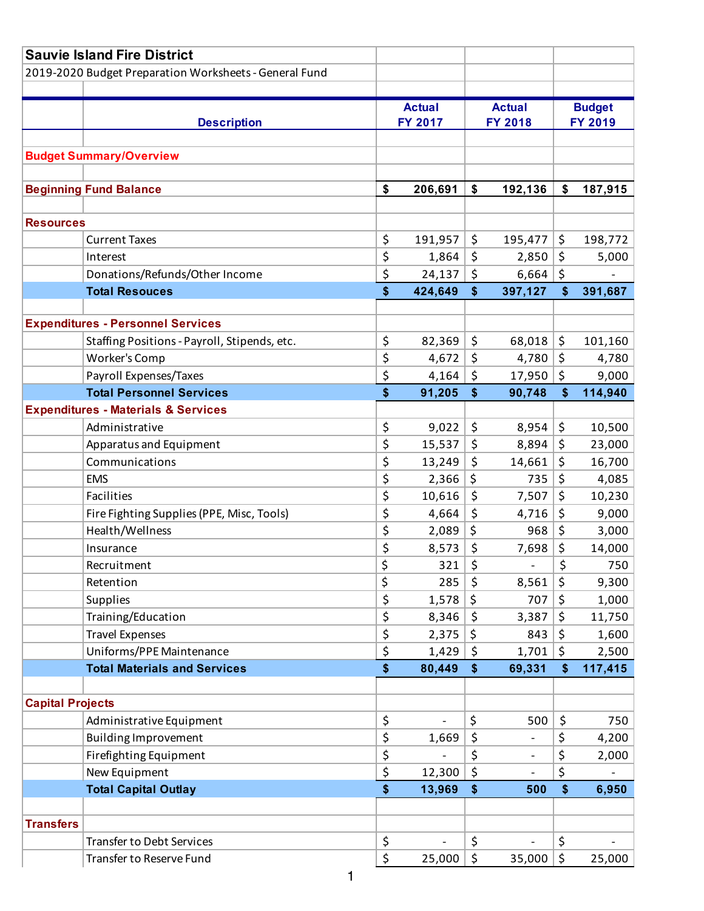# Sauvie Island Fire District

2019-2020 Budget Preparation Worksheets - General Fund

| | Description | Actual FY 2017 | Actual FY 2018 | Budget FY 2019 |
|---|---|---|---|---|
| **Budget Summary/Overview** | | | | |
| **Beginning Fund Balance** | | **$ 206,691** | **$ 192,136** | **$ 187,915** |
| **Resources** | | | | |
| | Current Taxes | $ 191,957 | $ 195,477 | $ 198,772 |
| | Interest | $ 1,864 | $ 2,850 | $ 5,000 |
| | Donations/Refunds/Other Income | $ 24,137 | $ 6,664 | $ - |
| | **Total Resouces** | **$ 424,649** | **$ 397,127** | **$ 391,687** |
| **Expenditures - Personnel Services** | | | | |
| | Staffing Positions - Payroll, Stipends, etc. | $ 82,369 | $ 68,018 | $ 101,160 |
| | Worker's Comp | $ 4,672 | $ 4,780 | $ 4,780 |
| | Payroll Expenses/Taxes | $ 4,164 | $ 17,950 | $ 9,000 |
| | **Total Personnel Services** | **$ 91,205** | **$ 90,748** | **$ 114,940** |
| **Expenditures - Materials & Services** | | | | |
| | Administrative | $ 9,022 | $ 8,954 | $ 10,500 |
| | Apparatus and Equipment | $ 15,537 | $ 8,894 | $ 23,000 |
| | Communications | $ 13,249 | $ 14,661 | $ 16,700 |
| | EMS | $ 2,366 | $ 735 | $ 4,085 |
| | Facilities | $ 10,616 | $ 7,507 | $ 10,230 |
| | Fire Fighting Supplies (PPE, Misc, Tools) | $ 4,664 | $ 4,716 | $ 9,000 |
| | Health/Wellness | $ 2,089 | $ 968 | $ 3,000 |
| | Insurance | $ 8,573 | $ 7,698 | $ 14,000 |
| | Recruitment | $ 321 | $ - | $ 750 |
| | Retention | $ 285 | $ 8,561 | $ 9,300 |
| | Supplies | $ 1,578 | $ 707 | $ 1,000 |
| | Training/Education | $ 8,346 | $ 3,387 | $ 11,750 |
| | Travel Expenses | $ 2,375 | $ 843 | $ 1,600 |
| | Uniforms/PPE Maintenance | $ 1,429 | $ 1,701 | $ 2,500 |
| | **Total Materials and Services** | **$ 80,449** | **$ 69,331** | **$ 117,415** |
| **Capital Projects** | | | | |
| | Administrative Equipment | $ - | $ 500 | $ 750 |
| | Building Improvement | $ 1,669 | $ - | $ 4,200 |
| | Firefighting Equipment | $ - | $ - | $ 2,000 |
| | New Equipment | $ 12,300 | $ - | $ - |
| | **Total Capital Outlay** | **$ 13,969** | **$ 500** | **$ 6,950** |
| **Transfers** | | | | |
| | Transfer to Debt Services | $ - | $ - | $ - |
| | Transfer to Reserve Fund | $ 25,000 | $ 35,000 | $ 25,000 |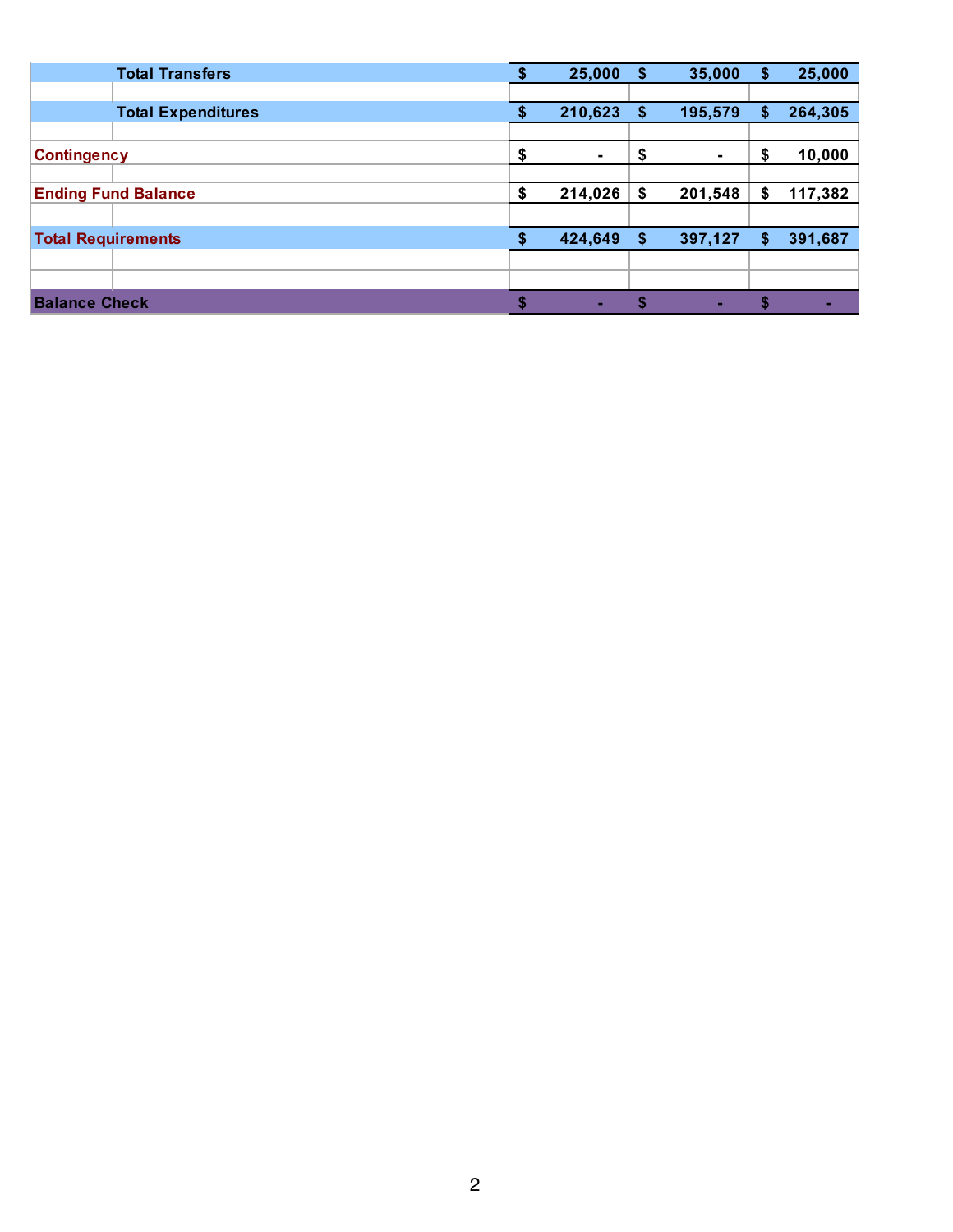| | | | |
|---|---|---|---|
| **Total Transfers** | **$ 25,000** | **$ 35,000** | **$ 25,000** |
| | | | |
| **Total Expenditures** | **$ 210,623** | **$ 195,579** | **$ 264,305** |
| | | | |
| **Contingency** | **$ -** | **$ -** | **$ 10,000** |
| | | | |
| **Ending Fund Balance** | **$ 214,026** | **$ 201,548** | **$ 117,382** |
| | | | |
| **Total Requirements** | **$ 424,649** | **$ 397,127** | **$ 391,687** |
| | | | |
| | | | |
| **Balance Check** | **$ -** | **$ -** | **$ -** |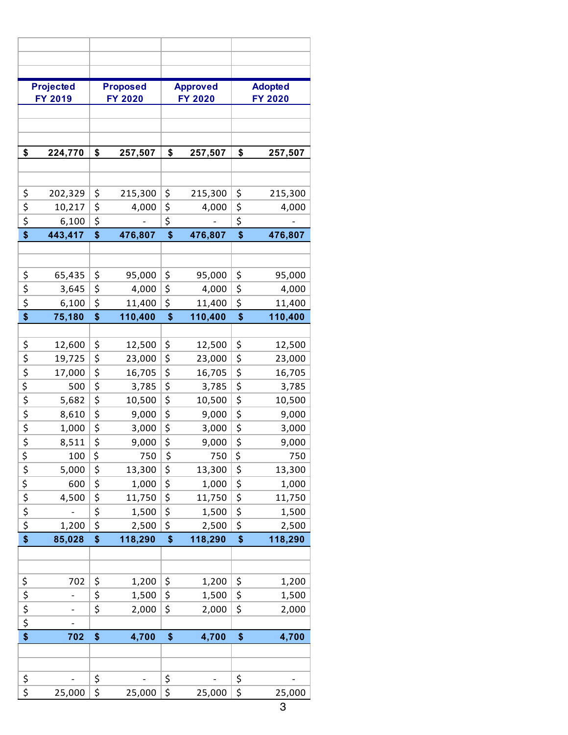| Projected FY 2019 | Proposed FY 2020 | Approved FY 2020 | Adopted FY 2020 |
|---|---|---|---|
| | | | |
| | | | |
| | | | |
| **$ 224,770** | **$ 257,507** | **$ 257,507** | **$ 257,507** |
| | | | |
| | | | |
| $ 202,329 | $ 215,300 | $ 215,300 | $ 215,300 |
| $ 10,217 | $ 4,000 | $ 4,000 | $ 4,000 |
| $ 6,100 | $ - | $ - | $ - |
| **$ 443,417** | **$ 476,807** | **$ 476,807** | **$ 476,807** |
| | | | |
| | | | |
| $ 65,435 | $ 95,000 | $ 95,000 | $ 95,000 |
| $ 3,645 | $ 4,000 | $ 4,000 | $ 4,000 |
| $ 6,100 | $ 11,400 | $ 11,400 | $ 11,400 |
| **$ 75,180** | **$ 110,400** | **$ 110,400** | **$ 110,400** |
| | | | |
| $ 12,600 | $ 12,500 | $ 12,500 | $ 12,500 |
| $ 19,725 | $ 23,000 | $ 23,000 | $ 23,000 |
| $ 17,000 | $ 16,705 | $ 16,705 | $ 16,705 |
| $ 500 | $ 3,785 | $ 3,785 | $ 3,785 |
| $ 5,682 | $ 10,500 | $ 10,500 | $ 10,500 |
| $ 8,610 | $ 9,000 | $ 9,000 | $ 9,000 |
| $ 1,000 | $ 3,000 | $ 3,000 | $ 3,000 |
| $ 8,511 | $ 9,000 | $ 9,000 | $ 9,000 |
| $ 100 | $ 750 | $ 750 | $ 750 |
| $ 5,000 | $ 13,300 | $ 13,300 | $ 13,300 |
| $ 600 | $ 1,000 | $ 1,000 | $ 1,000 |
| $ 4,500 | $ 11,750 | $ 11,750 | $ 11,750 |
| $ - | $ 1,500 | $ 1,500 | $ 1,500 |
| $ 1,200 | $ 2,500 | $ 2,500 | $ 2,500 |
| **$ 85,028** | **$ 118,290** | **$ 118,290** | **$ 118,290** |
| | | | |
| | | | |
| $ 702 | $ 1,200 | $ 1,200 | $ 1,200 |
| $ - | $ 1,500 | $ 1,500 | $ 1,500 |
| $ - | $ 2,000 | $ 2,000 | $ 2,000 |
| $ - | | | |
| **$ 702** | **$ 4,700** | **$ 4,700** | **$ 4,700** |
| | | | |
| | | | |
| $ - | $ - | $ - | $ - |
| $ 25,000 | $ 25,000 | $ 25,000 | $ 25,000 |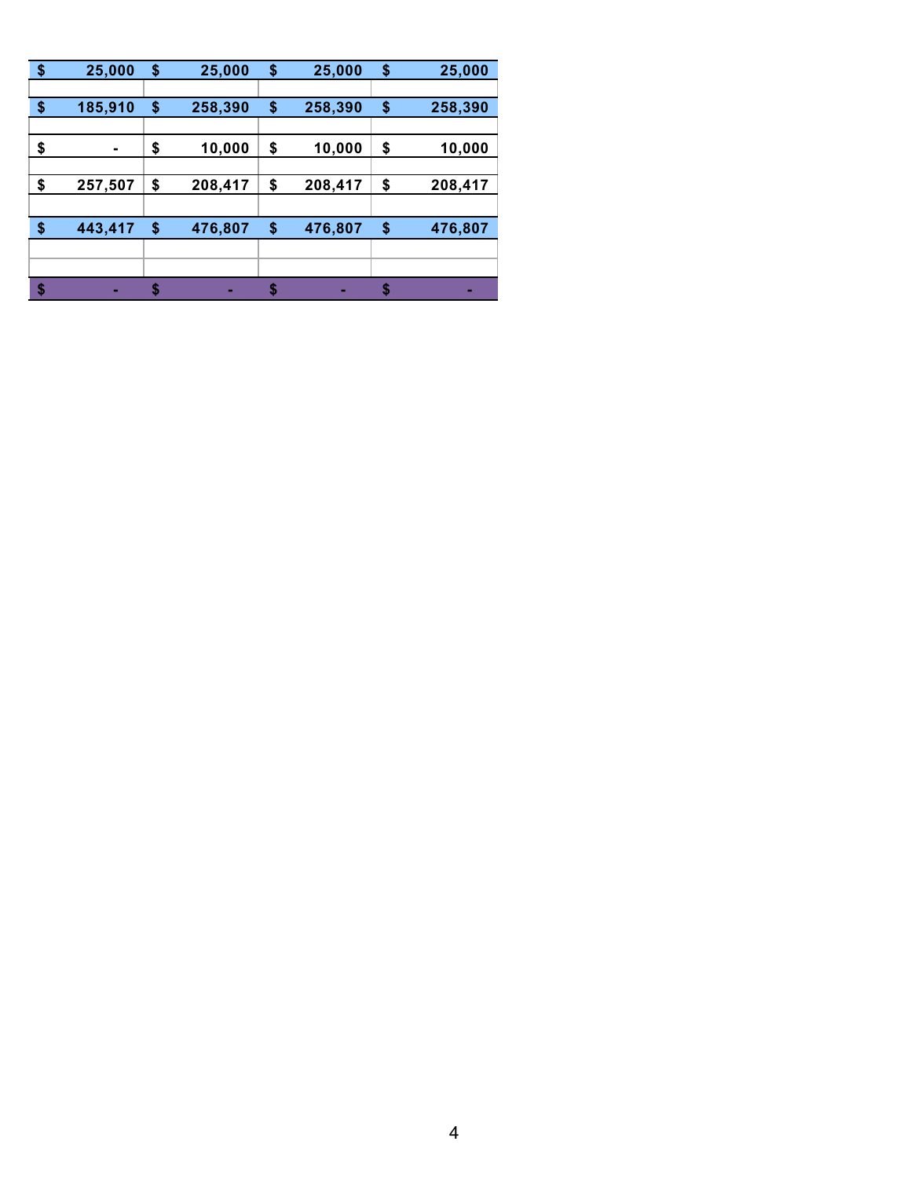| | | | |
|---|---|---|---|
| $ 25,000 | $ 25,000 | $ 25,000 | $ 25,000 |
| | | | |
| $ 185,910 | $ 258,390 | $ 258,390 | $ 258,390 |
| | | | |
| $ - | $ 10,000 | $ 10,000 | $ 10,000 |
| | | | |
| $ 257,507 | $ 208,417 | $ 208,417 | $ 208,417 |
| | | | |
| $ 443,417 | $ 476,807 | $ 476,807 | $ 476,807 |
| | | | |
| | | | |
| $ - | $ - | $ - | $ - |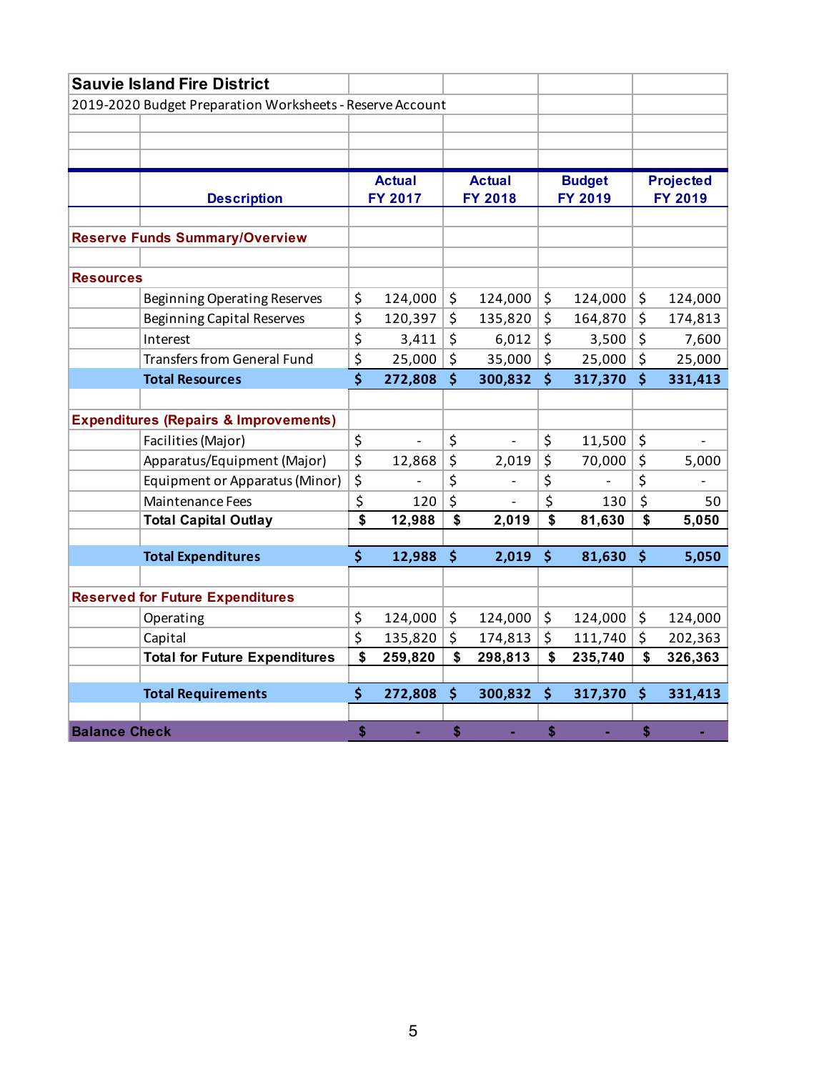# Sauvie Island Fire District

2019-2020 Budget Preparation Worksheets - Reserve Account

| Description | Actual FY 2017 | Actual FY 2018 | Budget FY 2019 | Projected FY 2019 |
|---|---|---|---|---|
| **Reserve Funds Summary/Overview** | | | | |
| **Resources** | | | | |
| Beginning Operating Reserves | $ 124,000 | $ 124,000 | $ 124,000 | $ 124,000 |
| Beginning Capital Reserves | $ 120,397 | $ 135,820 | $ 164,870 | $ 174,813 |
| Interest | $ 3,411 | $ 6,012 | $ 3,500 | $ 7,600 |
| Transfers from General Fund | $ 25,000 | $ 35,000 | $ 25,000 | $ 25,000 |
| **Total Resources** | **$ 272,808** | **$ 300,832** | **$ 317,370** | **$ 331,413** |
| **Expenditures (Repairs & Improvements)** | | | | |
| Facilities (Major) | $ - | $ - | $ 11,500 | $ - |
| Apparatus/Equipment (Major) | $ 12,868 | $ 2,019 | $ 70,000 | $ 5,000 |
| Equipment or Apparatus (Minor) | $ - | $ - | $ - | $ - |
| Maintenance Fees | $ 120 | $ - | $ 130 | $ 50 |
| **Total Capital Outlay** | **$ 12,988** | **$ 2,019** | **$ 81,630** | **$ 5,050** |
| **Total Expenditures** | **$ 12,988** | **$ 2,019** | **$ 81,630** | **$ 5,050** |
| **Reserved for Future Expenditures** | | | | |
| Operating | $ 124,000 | $ 124,000 | $ 124,000 | $ 124,000 |
| Capital | $ 135,820 | $ 174,813 | $ 111,740 | $ 202,363 |
| **Total for Future Expenditures** | **$ 259,820** | **$ 298,813** | **$ 235,740** | **$ 326,363** |
| **Total Requirements** | **$ 272,808** | **$ 300,832** | **$ 317,370** | **$ 331,413** |
| **Balance Check** | **$ -** | **$ -** | **$ -** | **$ -** |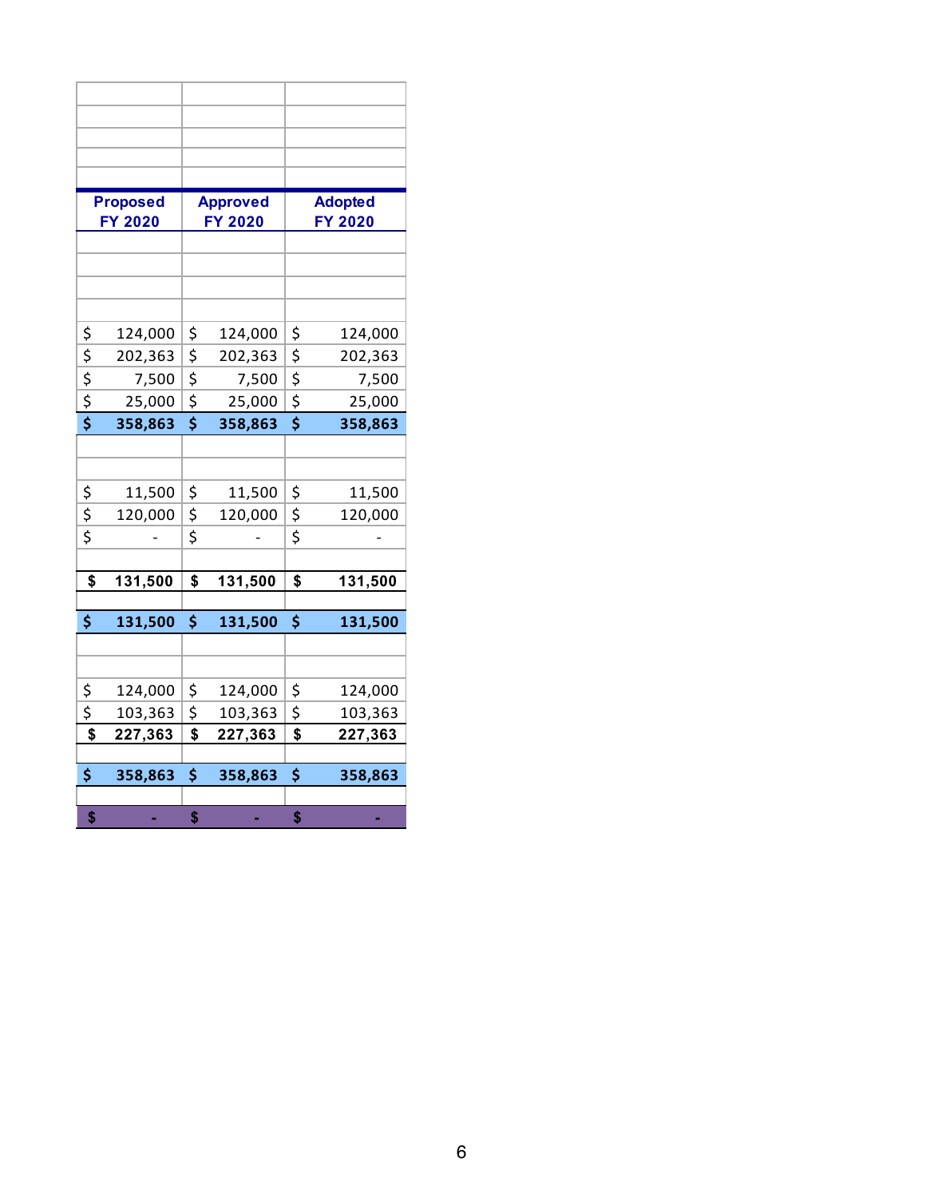| Proposed FY 2020 | Approved FY 2020 | Adopted FY 2020 |
|---|---|---|
| | | |
| | | |
| | | |
| | | |
| $ 124,000 | $ 124,000 | $ 124,000 |
| $ 202,363 | $ 202,363 | $ 202,363 |
| $ 7,500 | $ 7,500 | $ 7,500 |
| $ 25,000 | $ 25,000 | $ 25,000 |
| **$ 358,863** | **$ 358,863** | **$ 358,863** |
| | | |
| | | |
| $ 11,500 | $ 11,500 | $ 11,500 |
| $ 120,000 | $ 120,000 | $ 120,000 |
| $ - | $ - | $ - |
| | | |
| **$ 131,500** | **$ 131,500** | **$ 131,500** |
| | | |
| **$ 131,500** | **$ 131,500** | **$ 131,500** |
| | | |
| | | |
| $ 124,000 | $ 124,000 | $ 124,000 |
| $ 103,363 | $ 103,363 | $ 103,363 |
| **$ 227,363** | **$ 227,363** | **$ 227,363** |
| | | |
| **$ 358,863** | **$ 358,863** | **$ 358,863** |
| | | |
| **$ -** | **$ -** | **$ -** |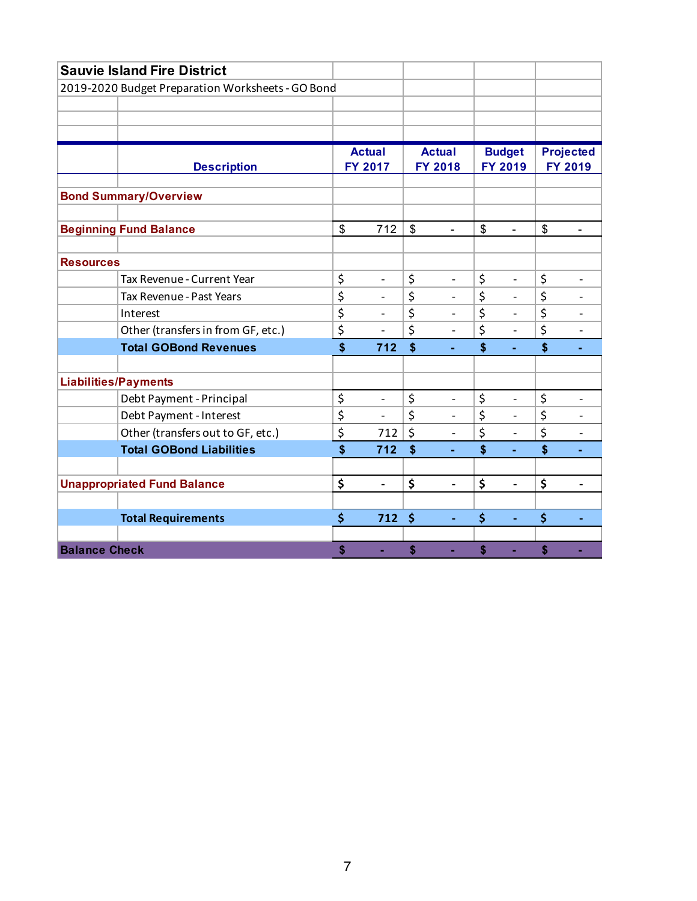# Sauvie Island Fire District

2019-2020 Budget Preparation Worksheets - GO Bond

| | Description | Actual FY 2017 | Actual FY 2018 | Budget FY 2019 | Projected FY 2019 |
|---|---|---|---|---|---|
| **Bond Summary/Overview** | | | | | |
| **Beginning Fund Balance** | | $ 712 | $ - | $ - | $ - |
| **Resources** | | | | | |
| | Tax Revenue - Current Year | $ - | $ - | $ - | $ - |
| | Tax Revenue - Past Years | $ - | $ - | $ - | $ - |
| | Interest | $ - | $ - | $ - | $ - |
| | Other (transfers in from GF, etc.) | $ - | $ - | $ - | $ - |
| | **Total GOBond Revenues** | **$ 712** | **$ -** | **$ -** | **$ -** |
| **Liabilities/Payments** | | | | | |
| | Debt Payment - Principal | $ - | $ - | $ - | $ - |
| | Debt Payment - Interest | $ - | $ - | $ - | $ - |
| | Other (transfers out to GF, etc.) | $ 712 | $ - | $ - | $ - |
| | **Total GOBond Liabilities** | **$ 712** | **$ -** | **$ -** | **$ -** |
| **Unappropriated Fund Balance** | | $ - | $ - | $ - | $ - |
| | **Total Requirements** | **$ 712** | **$ -** | **$ -** | **$ -** |
| **Balance Check** | | **$ -** | **$ -** | **$ -** | **$ -** |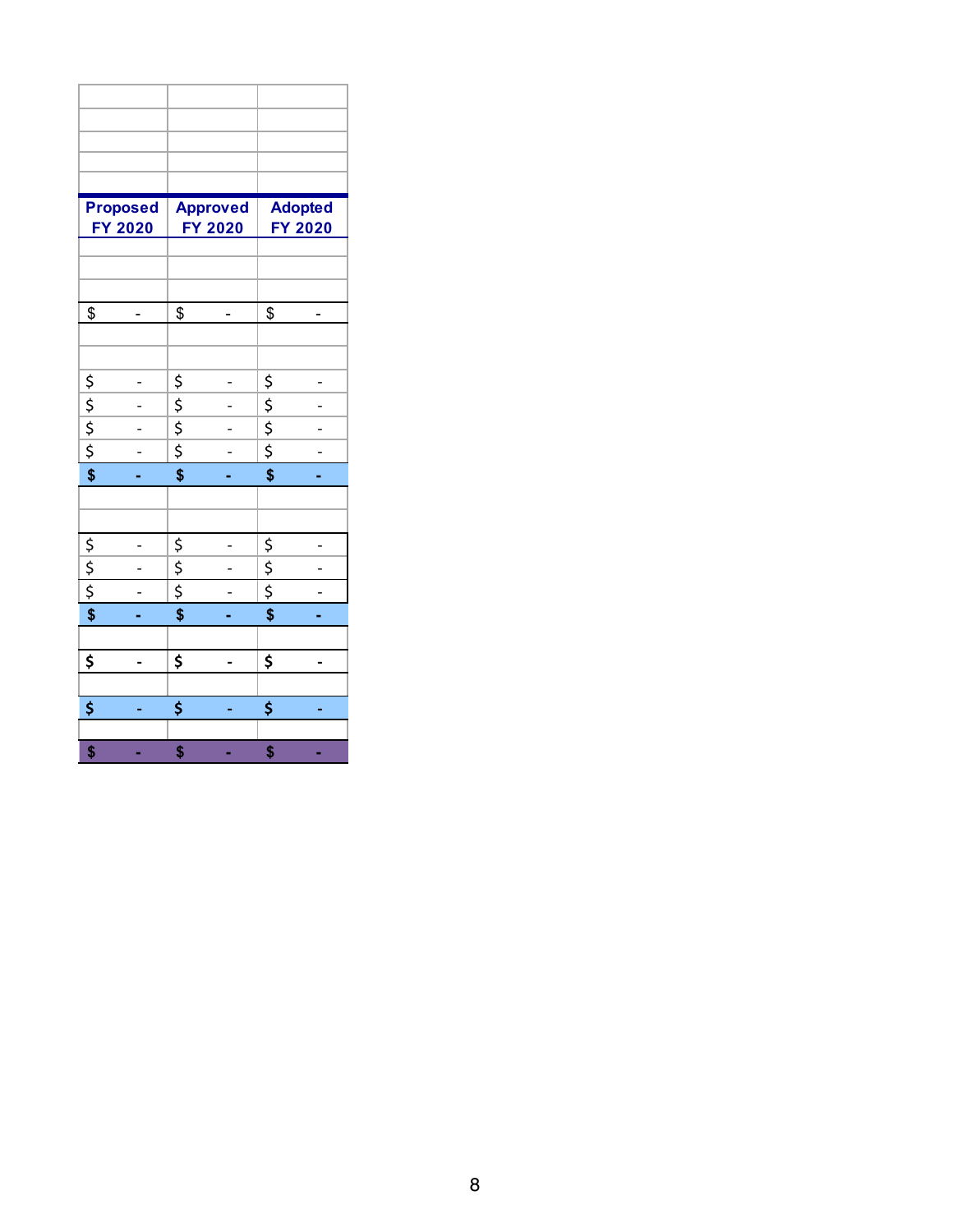| Proposed FY 2020 | Approved FY 2020 | Adopted FY 2020 |
|---|---|---|
| | | |
| | | |
| | | |
| $ - | $ - | $ - |
| | | |
| | | |
| $ - | $ - | $ - |
| $ - | $ - | $ - |
| $ - | $ - | $ - |
| $ - | $ - | $ - |
| **$ -** | **$ -** | **$ -** |
| | | |
| | | |
| $ - | $ - | $ - |
| $ - | $ - | $ - |
| $ - | $ - | $ - |
| **$ -** | **$ -** | **$ -** |
| | | |
| $ - | $ - | $ - |
| | | |
| $ - | $ - | $ - |
| | | |
| **$ -** | **$ -** | **$ -** |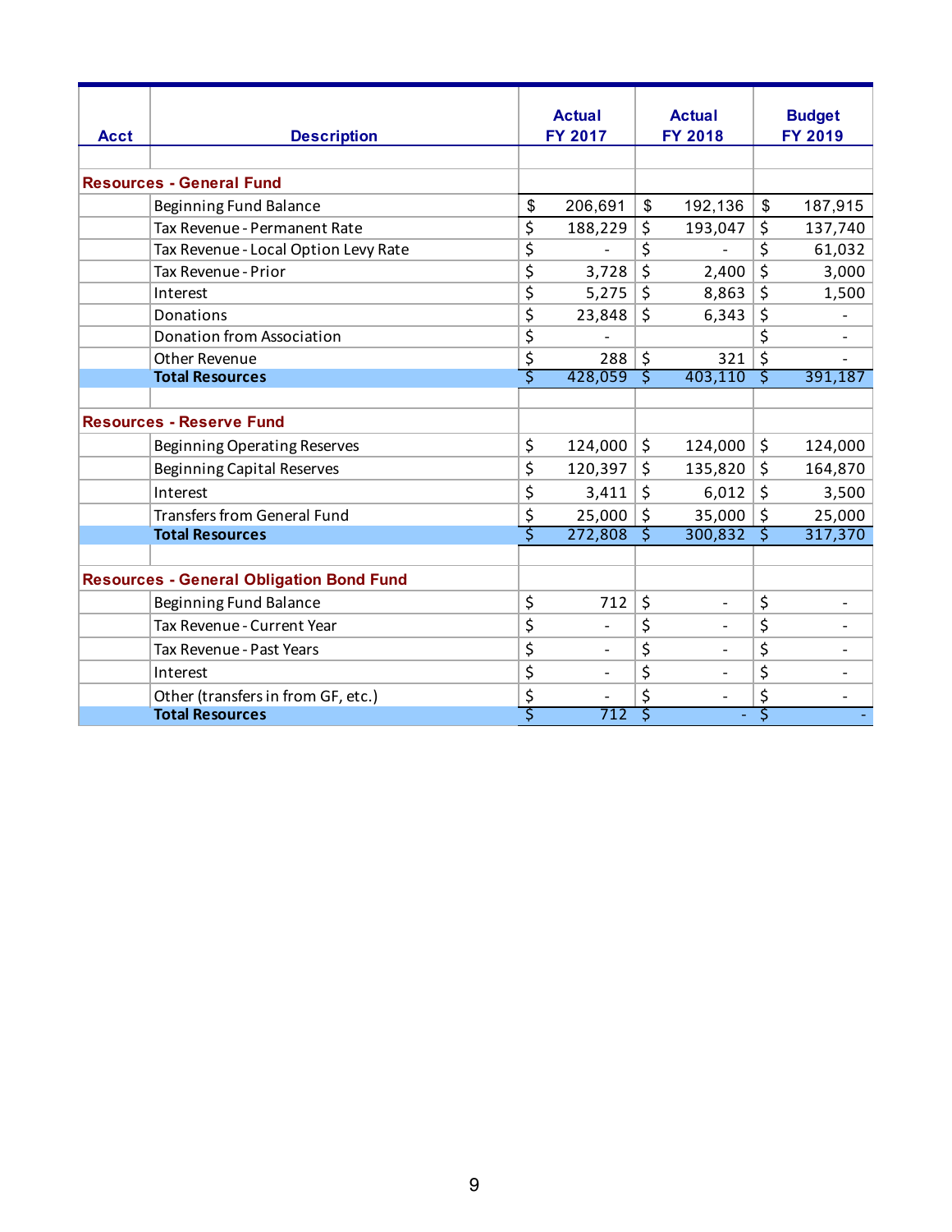| Acct | Description | Actual FY 2017 | Actual FY 2018 | Budget FY 2019 |
|---|---|---|---|---|
| | | | | |
| **Resources - General Fund** | | | | |
| | Beginning Fund Balance | $ 206,691 | $ 192,136 | $ 187,915 |
| | Tax Revenue - Permanent Rate | $ 188,229 | $ 193,047 | $ 137,740 |
| | Tax Revenue - Local Option Levy Rate | $ - | $ - | $ 61,032 |
| | Tax Revenue - Prior | $ 3,728 | $ 2,400 | $ 3,000 |
| | Interest | $ 5,275 | $ 8,863 | $ 1,500 |
| | Donations | $ 23,848 | $ 6,343 | $ - |
| | Donation from Association | $ - | | $ - |
| | Other Revenue | $ 288 | $ 321 | $ - |
| | **Total Resources** | $ 428,059 | $ 403,110 | $ 391,187 |
| | | | | |
| **Resources - Reserve Fund** | | | | |
| | Beginning Operating Reserves | $ 124,000 | $ 124,000 | $ 124,000 |
| | Beginning Capital Reserves | $ 120,397 | $ 135,820 | $ 164,870 |
| | Interest | $ 3,411 | $ 6,012 | $ 3,500 |
| | Transfers from General Fund | $ 25,000 | $ 35,000 | $ 25,000 |
| | **Total Resources** | $ 272,808 | $ 300,832 | $ 317,370 |
| | | | | |
| **Resources - General Obligation Bond Fund** | | | | |
| | Beginning Fund Balance | $ 712 | $ - | $ - |
| | Tax Revenue - Current Year | $ - | $ - | $ - |
| | Tax Revenue - Past Years | $ - | $ - | $ - |
| | Interest | $ - | $ - | $ - |
| | Other (transfers in from GF, etc.) | $ - | $ - | $ - |
| | **Total Resources** | $ 712 | $ - | $ - |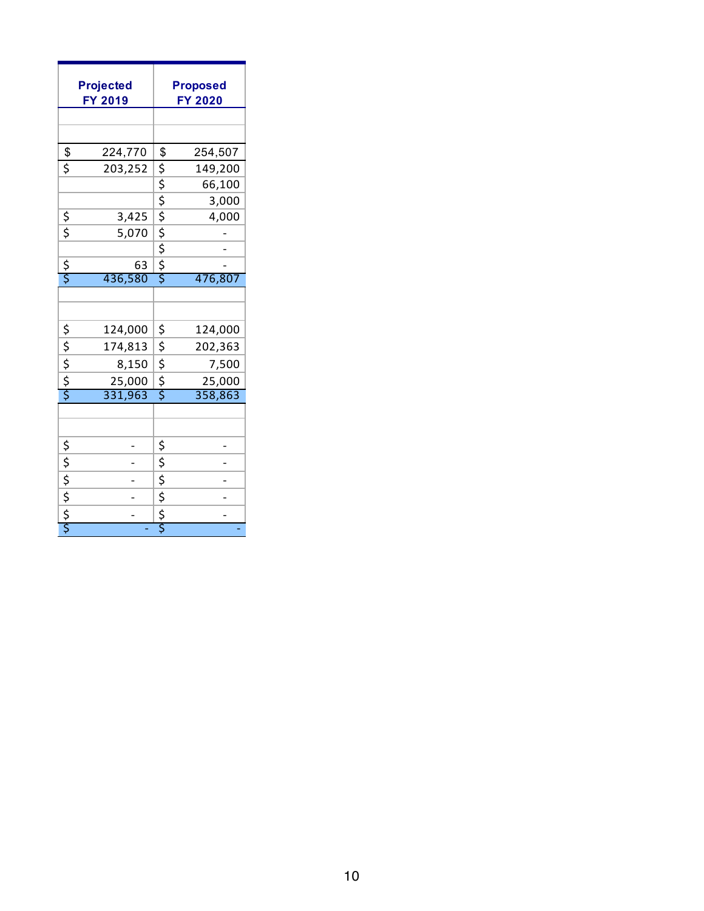| Projected FY 2019 | Proposed FY 2020 |
|---|---|
| | |
| | |
| $ 224,770 | $ 254,507 |
| $ 203,252 | $ 149,200 |
| | $ 66,100 |
| | $ 3,000 |
| $ 3,425 | $ 4,000 |
| $ 5,070 | $ - |
| | $ - |
| $ 63 | $ - |
| $ 436,580 | $ 476,807 |
| | |
| | |
| $ 124,000 | $ 124,000 |
| $ 174,813 | $ 202,363 |
| $ 8,150 | $ 7,500 |
| $ 25,000 | $ 25,000 |
| $ 331,963 | $ 358,863 |
| | |
| | |
| $ - | $ - |
| $ - | $ - |
| $ - | $ - |
| $ - | $ - |
| $ - | $ - |
| $ - | $ - |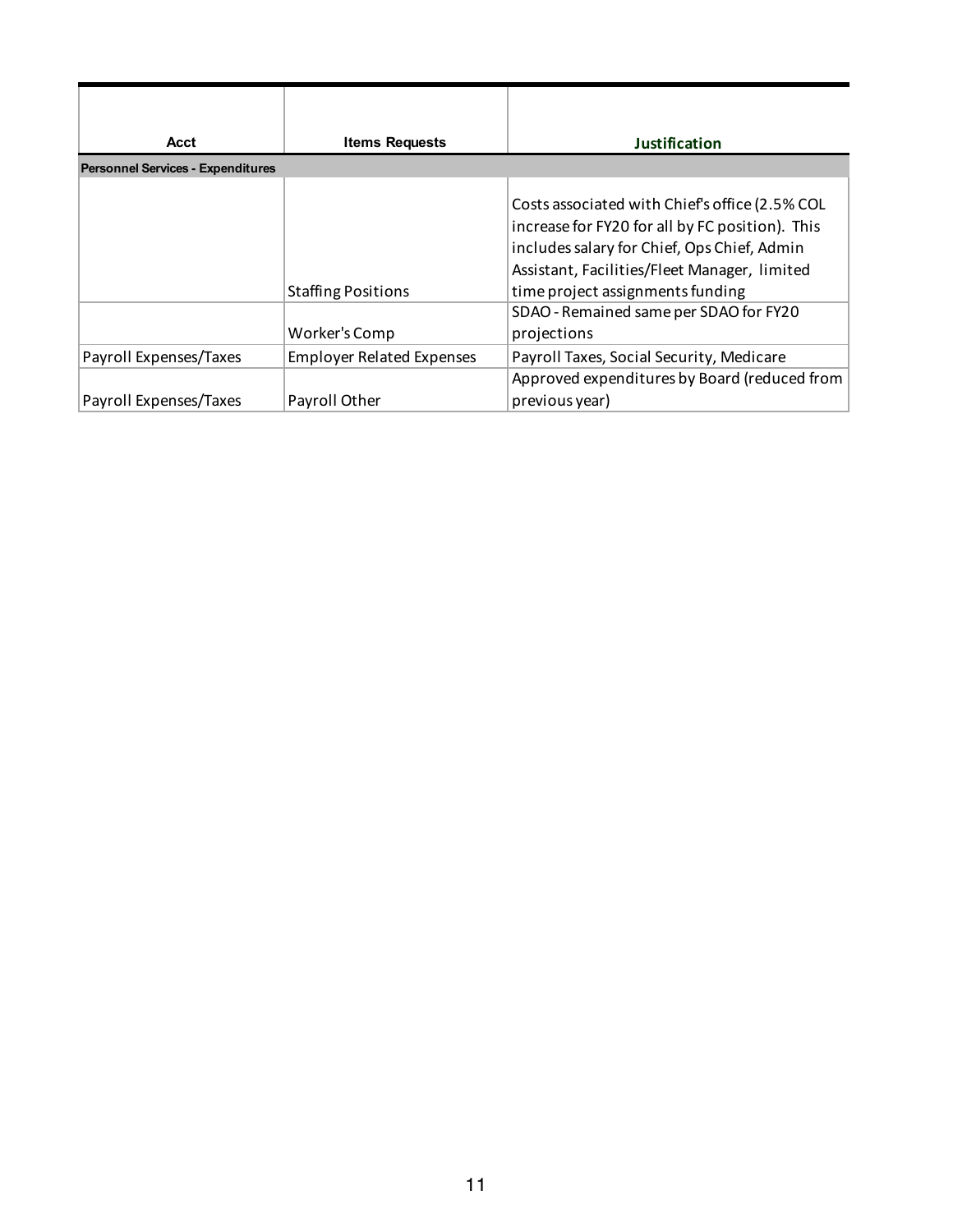| Acct | Items Requests | Justification |
|---|---|---|
| **Personnel Services - Expenditures** | | |
| | Staffing Positions | Costs associated with Chief's office (2.5% COL increase for FY20 for all by FC position). This includes salary for Chief, Ops Chief, Admin Assistant, Facilities/Fleet Manager, limited time project assignments funding |
| | Worker's Comp | SDAO - Remained same per SDAO for FY20 projections |
| Payroll Expenses/Taxes | Employer Related Expenses | Payroll Taxes, Social Security, Medicare |
| Payroll Expenses/Taxes | Payroll Other | Approved expenditures by Board (reduced from previous year) |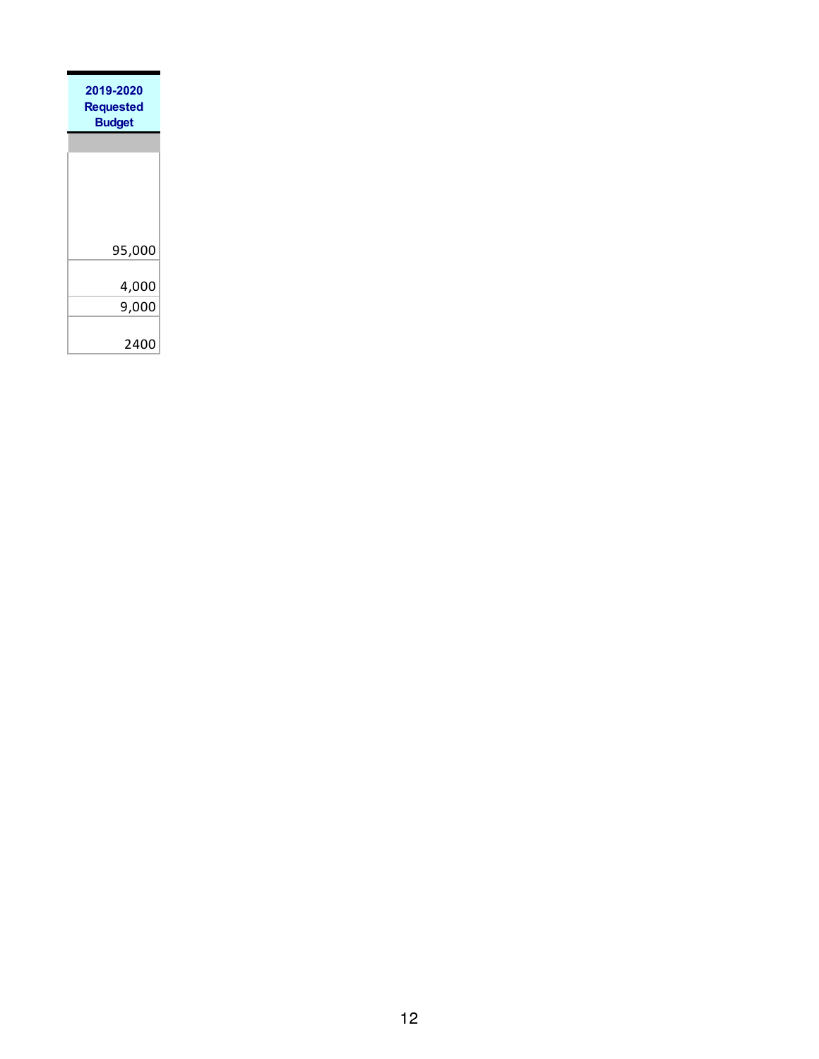| 2019-2020 Requested Budget |
| --- |
| |
| 95,000 |
| 4,000 |
| 9,000 |
| 2400 |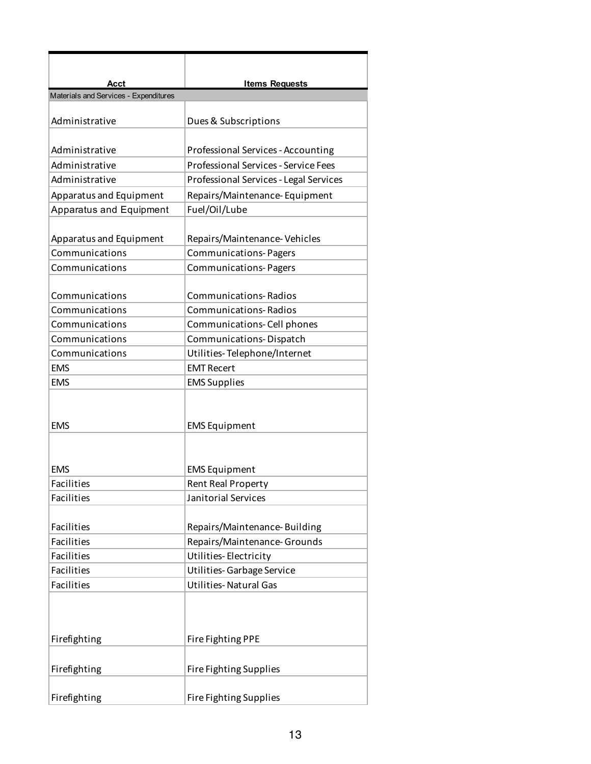| Acct | Items Requests |
|---|---|
| Materials and Services - Expenditures | |
| Administrative | Dues & Subscriptions |
| Administrative | Professional Services - Accounting |
| Administrative | Professional Services - Service Fees |
| Administrative | Professional Services - Legal Services |
| Apparatus and Equipment | Repairs/Maintenance- Equipment |
| Apparatus and Equipment | Fuel/Oil/Lube |
| Apparatus and Equipment | Repairs/Maintenance- Vehicles |
| Communications | Communications- Pagers |
| Communications | Communications- Pagers |
| Communications | Communications- Radios |
| Communications | Communications- Radios |
| Communications | Communications- Cell phones |
| Communications | Communications- Dispatch |
| Communications | Utilities- Telephone/Internet |
| EMS | EMT Recert |
| EMS | EMS Supplies |
| EMS | EMS Equipment |
| EMS | EMS Equipment |
| Facilities | Rent Real Property |
| Facilities | Janitorial Services |
| Facilities | Repairs/Maintenance- Building |
| Facilities | Repairs/Maintenance- Grounds |
| Facilities | Utilities- Electricity |
| Facilities | Utilities- Garbage Service |
| Facilities | Utilities- Natural Gas |
| Firefighting | Fire Fighting PPE |
| Firefighting | Fire Fighting Supplies |
| Firefighting | Fire Fighting Supplies |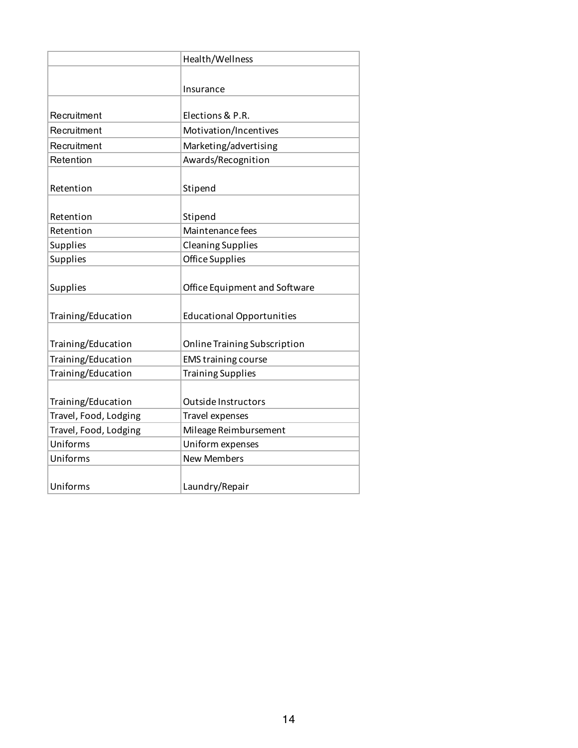| | |
|---|---|
| | Health/Wellness |
| | Insurance |
| Recruitment | Elections & P.R. |
| Recruitment | Motivation/Incentives |
| Recruitment | Marketing/advertising |
| Retention | Awards/Recognition |
| Retention | Stipend |
| Retention | Stipend |
| Retention | Maintenance fees |
| Supplies | Cleaning Supplies |
| Supplies | Office Supplies |
| Supplies | Office Equipment and Software |
| Training/Education | Educational Opportunities |
| Training/Education | Online Training Subscription |
| Training/Education | EMS training course |
| Training/Education | Training Supplies |
| Training/Education | Outside Instructors |
| Travel, Food, Lodging | Travel expenses |
| Travel, Food, Lodging | Mileage Reimbursement |
| Uniforms | Uniform expenses |
| Uniforms | New Members |
| Uniforms | Laundry/Repair |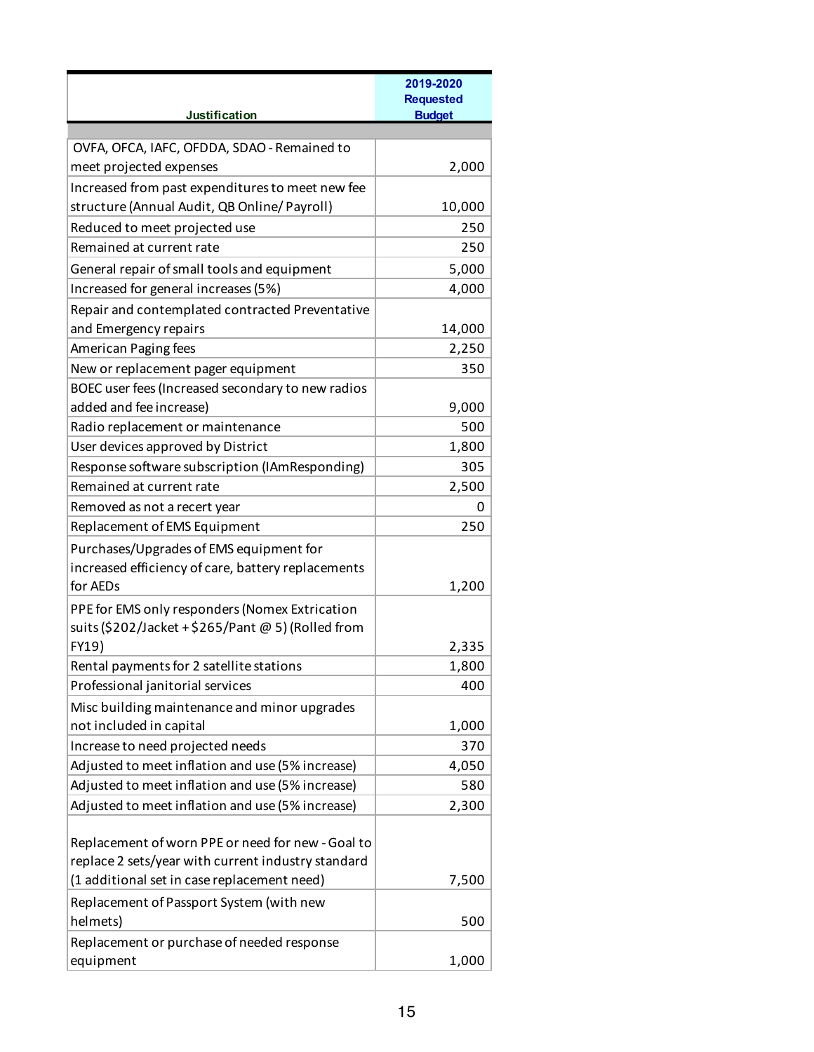| Justification | 2019-2020 Requested Budget |
|---|---|
| OVFA, OFCA, IAFC, OFDDA, SDAO - Remained to meet projected expenses | 2,000 |
| Increased from past expenditures to meet new fee structure (Annual Audit, QB Online/ Payroll) | 10,000 |
| Reduced to meet projected use | 250 |
| Remained at current rate | 250 |
| General repair of small tools and equipment | 5,000 |
| Increased for general increases (5%) | 4,000 |
| Repair and contemplated contracted Preventative and Emergency repairs | 14,000 |
| American Paging fees | 2,250 |
| New or replacement pager equipment | 350 |
| BOEC user fees (Increased secondary to new radios added and fee increase) | 9,000 |
| Radio replacement or maintenance | 500 |
| User devices approved by District | 1,800 |
| Response software subscription (IAmResponding) | 305 |
| Remained at current rate | 2,500 |
| Removed as not a recert year | 0 |
| Replacement of EMS Equipment | 250 |
| Purchases/Upgrades of EMS equipment for increased efficiency of care, battery replacements for AEDs | 1,200 |
| PPE for EMS only responders (Nomex Extrication suits ($202/Jacket + $265/Pant @ 5) (Rolled from FY19) | 2,335 |
| Rental payments for 2 satellite stations | 1,800 |
| Professional janitorial services | 400 |
| Misc building maintenance and minor upgrades not included in capital | 1,000 |
| Increase to need projected needs | 370 |
| Adjusted to meet inflation and use (5% increase) | 4,050 |
| Adjusted to meet inflation and use (5% increase) | 580 |
| Adjusted to meet inflation and use (5% increase) | 2,300 |
| Replacement of worn PPE or need for new - Goal to replace 2 sets/year with current industry standard (1 additional set in case replacement need) | 7,500 |
| Replacement of Passport System (with new helmets) | 500 |
| Replacement or purchase of needed response equipment | 1,000 |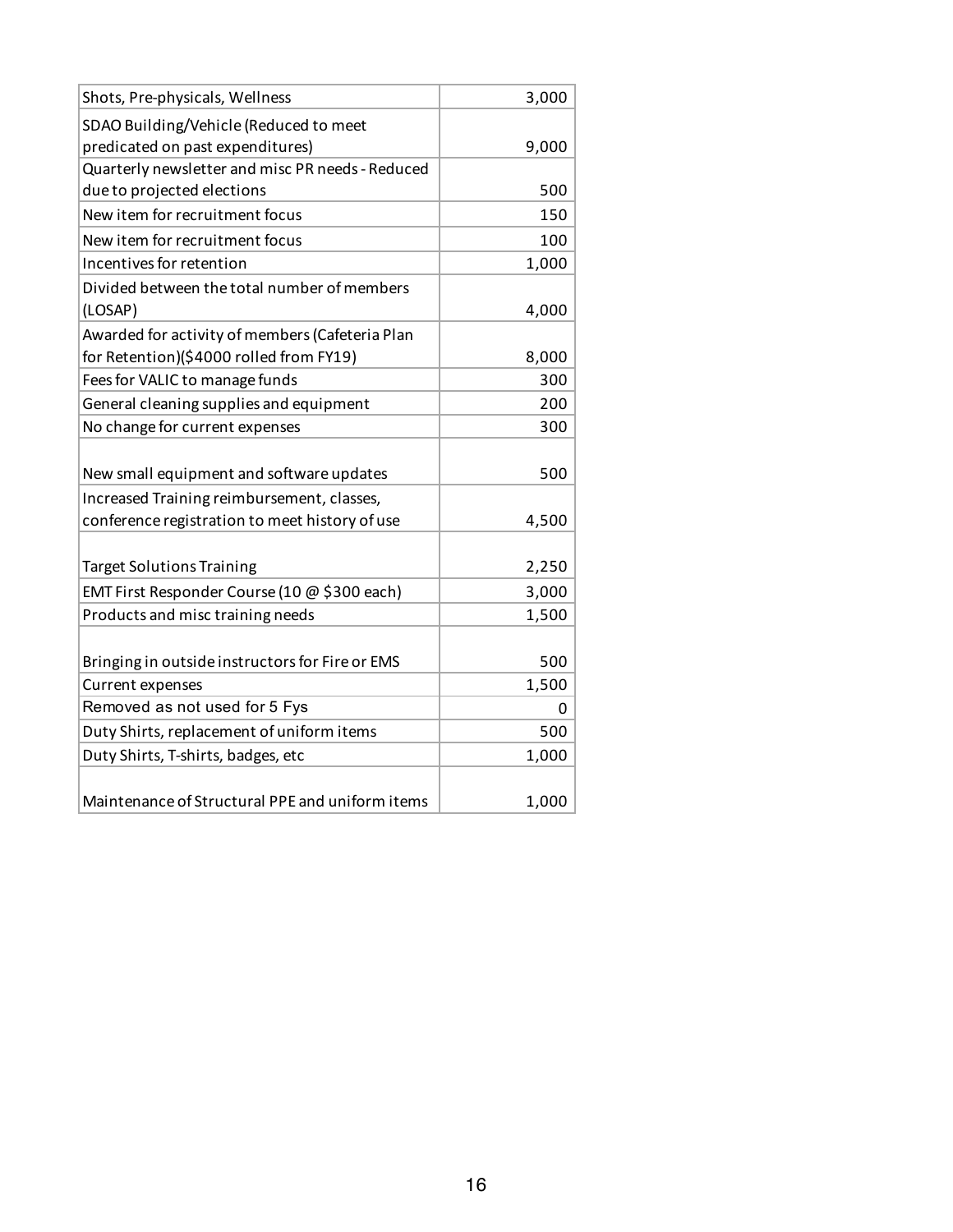| Shots, Pre-physicals, Wellness | 3,000 |
|---|---|
| SDAO Building/Vehicle (Reduced to meet predicated on past expenditures) | 9,000 |
| Quarterly newsletter and misc PR needs - Reduced due to projected elections | 500 |
| New item for recruitment focus | 150 |
| New item for recruitment focus | 100 |
| Incentives for retention | 1,000 |
| Divided between the total number of members (LOSAP) | 4,000 |
| Awarded for activity of members (Cafeteria Plan for Retention)($4000 rolled from FY19) | 8,000 |
| Fees for VALIC to manage funds | 300 |
| General cleaning supplies and equipment | 200 |
| No change for current expenses | 300 |
| New small equipment and software updates | 500 |
| Increased Training reimbursement, classes, conference registration to meet history of use | 4,500 |
| Target Solutions Training | 2,250 |
| EMT First Responder Course (10 @ $300 each) | 3,000 |
| Products and misc training needs | 1,500 |
| Bringing in outside instructors for Fire or EMS | 500 |
| Current expenses | 1,500 |
| Removed as not used for 5 Fys | 0 |
| Duty Shirts, replacement of uniform items | 500 |
| Duty Shirts, T-shirts, badges, etc | 1,000 |
| Maintenance of Structural PPE and uniform items | 1,000 |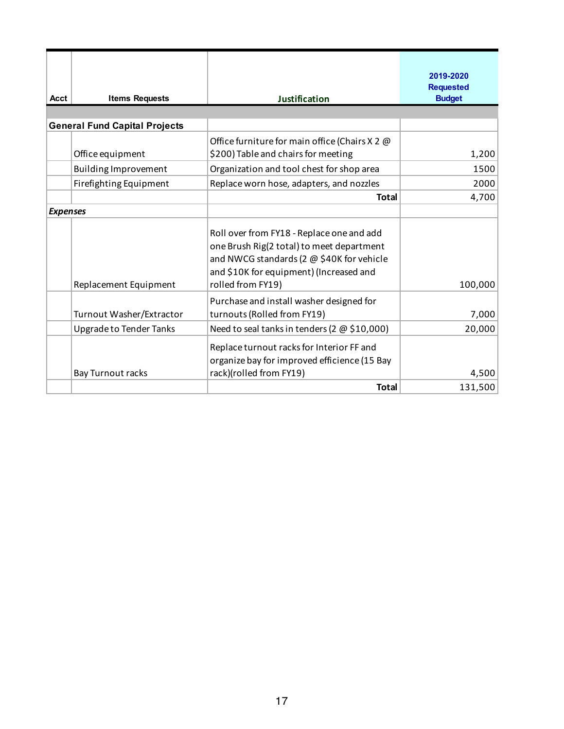| Acct | Items Requests | Justification | 2019-2020 Requested Budget |
|---|---|---|---|
| | | | |
| **General Fund Capital Projects** | | | |
| | Office equipment | Office furniture for main office (Chairs X 2 @ $200) Table and chairs for meeting | 1,200 |
| | Building Improvement | Organization and tool chest for shop area | 1500 |
| | Firefighting Equipment | Replace worn hose, adapters, and nozzles | 2000 |
| | | **Total** | 4,700 |
| ***Expenses*** | | | |
| | Replacement Equipment | Roll over from FY18 - Replace one and add one Brush Rig(2 total) to meet department and NWCG standards (2 @ $40K for vehicle and $10K for equipment) (Increased and rolled from FY19) | 100,000 |
| | Turnout Washer/Extractor | Purchase and install washer designed for turnouts (Rolled from FY19) | 7,000 |
| | Upgrade to Tender Tanks | Need to seal tanks in tenders (2 @ $10,000) | 20,000 |
| | Bay Turnout racks | Replace turnout racks for Interior FF and organize bay for improved efficiency (15 Bay rack)(rolled from FY19) | 4,500 |
| | | **Total** | 131,500 |